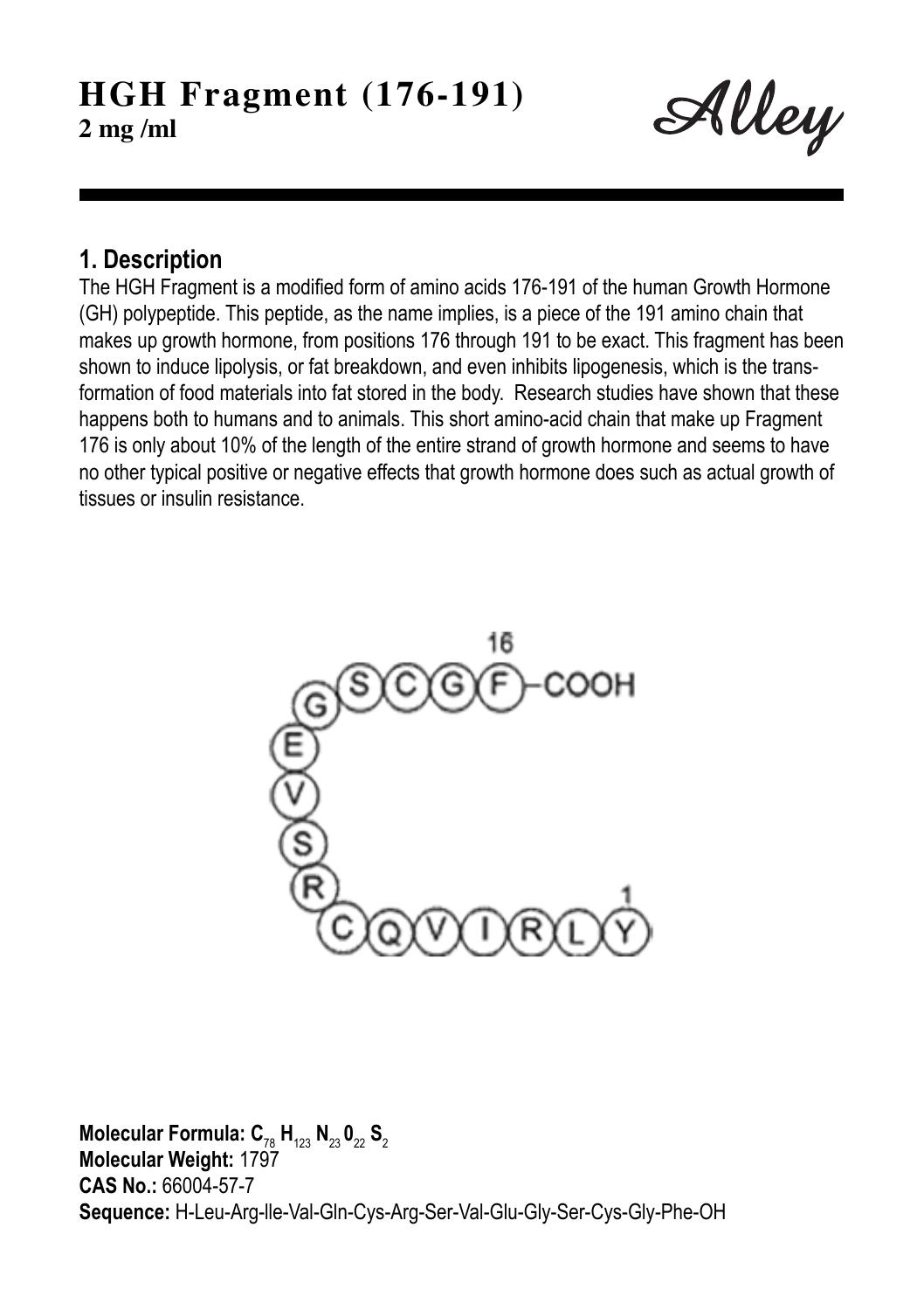# HGH Fragment (176-191)

**2 mg /ml**

*Alley*

## 1. Description

The HGH Fragment is a modified form of amino acids 176-191 of the human Growth Hormone (GH) polypeptide. This peptide, as the name implies, is a piece of the 191 amino chain that makes up growth hormone, from positions 176 through 191 to be exact. This fragment has been shown to induce lipolysis, or fat breakdown, and even inhibits lipogenesis, which is the transformation of food materials into fat stored in the body. Research studies have shown that these happens both to humans and to animals. This short amino-acid chain that make up Fragment 176 is only about 10% of the length of the entire strand of growth hormone and seems to have no other typical positive or negative effects that growth hormone does such as actual growth of tissues or insulin resistance.

**Molecular Formula: $C_{78}$ $H_{123}$ $N_{23}$ $0_{22}$ $S_{2}$**
**Molecular Weight:** 1797
**CAS No.:** 66004-57-7
**Sequence:** H-Leu-Arg-Ile-Val-Gln-Cys-Arg-Ser-Val-Glu-Gly-Ser-Cys-Gly-Phe-OH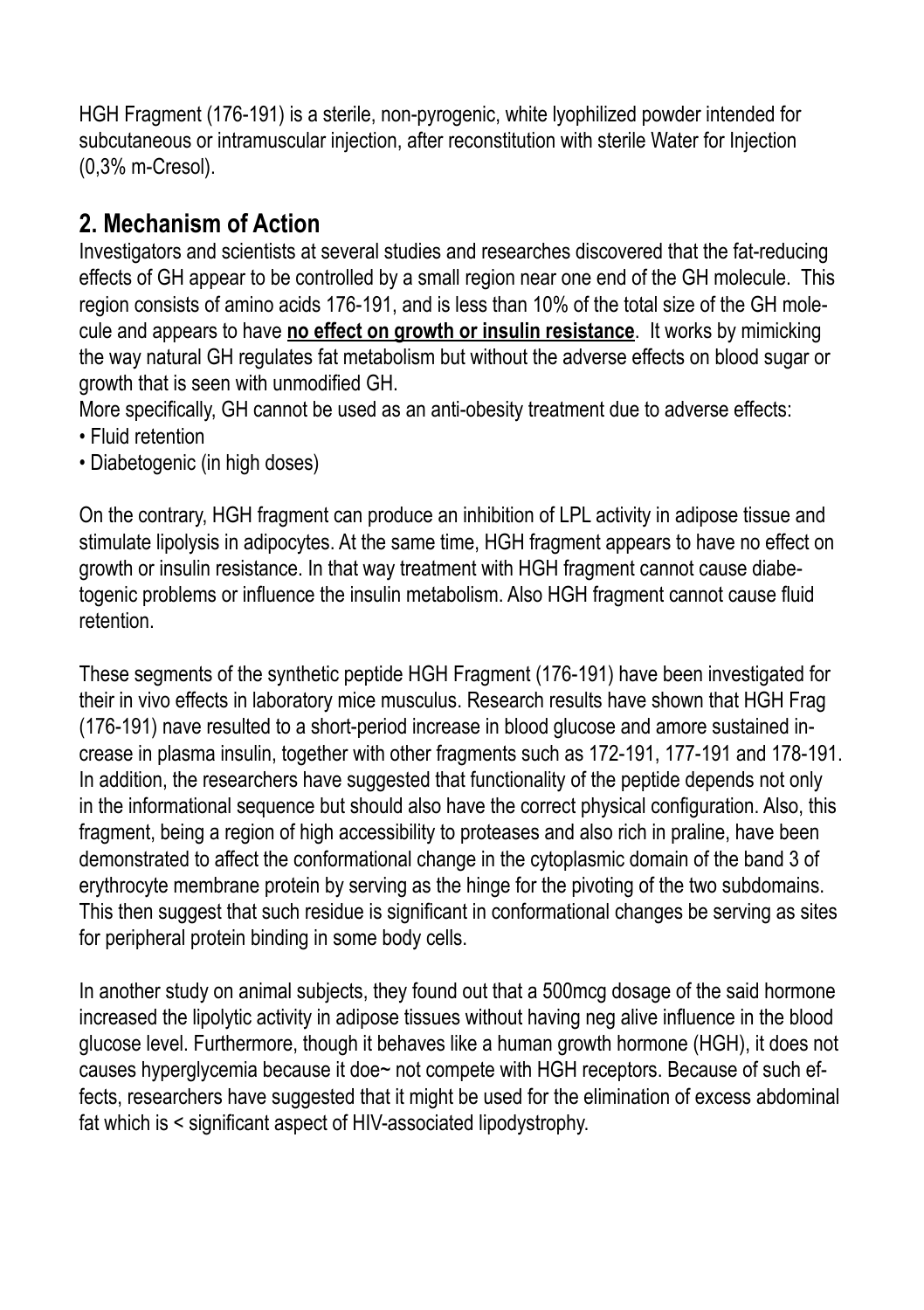HGH Fragment (176-191) is a sterile, non-pyrogenic, white lyophilized powder intended for subcutaneous or intramuscular injection, after reconstitution with sterile Water for Injection (0,3% m-Cresol).

## 2. Mechanism of Action

Investigators and scientists at several studies and researches discovered that the fat-reducing effects of GH appear to be controlled by a small region near one end of the GH molecule. This region consists of amino acids 176-191, and is less than 10% of the total size of the GH molecule and appears to have **no effect on growth or insulin resistance**. It works by mimicking the way natural GH regulates fat metabolism but without the adverse effects on blood sugar or growth that is seen with unmodified GH.

More specifically, GH cannot be used as an anti-obesity treatment due to adverse effects:

- Fluid retention
- Diabetogenic (in high doses)

On the contrary, HGH fragment can produce an inhibition of LPL activity in adipose tissue and stimulate lipolysis in adipocytes. At the same time, HGH fragment appears to have no effect on growth or insulin resistance. In that way treatment with HGH fragment cannot cause diabetogenic problems or influence the insulin metabolism. Also HGH fragment cannot cause fluid retention.

These segments of the synthetic peptide HGH Fragment (176-191) have been investigated for their in vivo effects in laboratory mice musculus. Research results have shown that HGH Frag (176-191) nave resulted to a short-period increase in blood glucose and amore sustained increase in plasma insulin, together with other fragments such as 172-191, 177-191 and 178-191. In addition, the researchers have suggested that functionality of the peptide depends not only in the informational sequence but should also have the correct physical configuration. Also, this fragment, being a region of high accessibility to proteases and also rich in praline, have been demonstrated to affect the conformational change in the cytoplasmic domain of the band 3 of erythrocyte membrane protein by serving as the hinge for the pivoting of the two subdomains. This then suggest that such residue is significant in conformational changes be serving as sites for peripheral protein binding in some body cells.

In another study on animal subjects, they found out that a 500mcg dosage of the said hormone increased the lipolytic activity in adipose tissues without having neg alive influence in the blood glucose level. Furthermore, though it behaves like a human growth hormone (HGH), it does not causes hyperglycemia because it doe~ not compete with HGH receptors. Because of such effects, researchers have suggested that it might be used for the elimination of excess abdominal fat which is < significant aspect of HIV-associated lipodystrophy.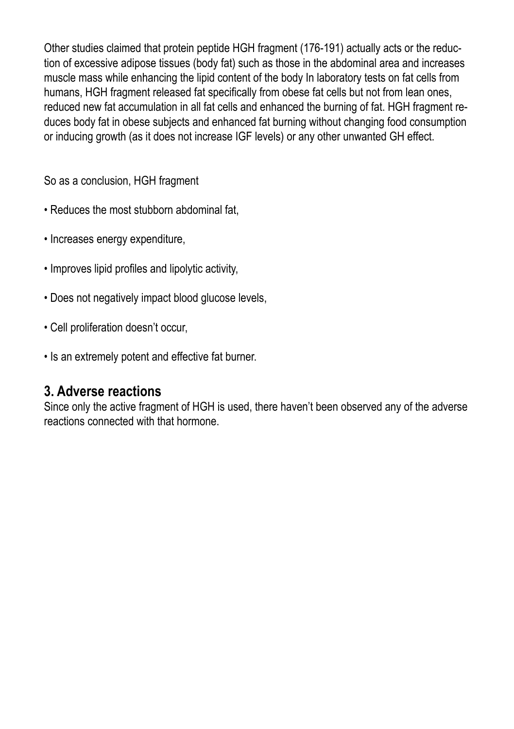Other studies claimed that protein peptide HGH fragment (176-191) actually acts or the reduction of excessive adipose tissues (body fat) such as those in the abdominal area and increases muscle mass while enhancing the lipid content of the body In laboratory tests on fat cells from humans, HGH fragment released fat specifically from obese fat cells but not from lean ones, reduced new fat accumulation in all fat cells and enhanced the burning of fat. HGH fragment reduces body fat in obese subjects and enhanced fat burning without changing food consumption or inducing growth (as it does not increase IGF levels) or any other unwanted GH effect.

So as a conclusion, HGH fragment

- Reduces the most stubborn abdominal fat,
- Increases energy expenditure,
- Improves lipid profiles and lipolytic activity,
- Does not negatively impact blood glucose levels,
- Cell proliferation doesn't occur,
- Is an extremely potent and effective fat burner.

## 3. Adverse reactions

Since only the active fragment of HGH is used, there haven't been observed any of the adverse reactions connected with that hormone.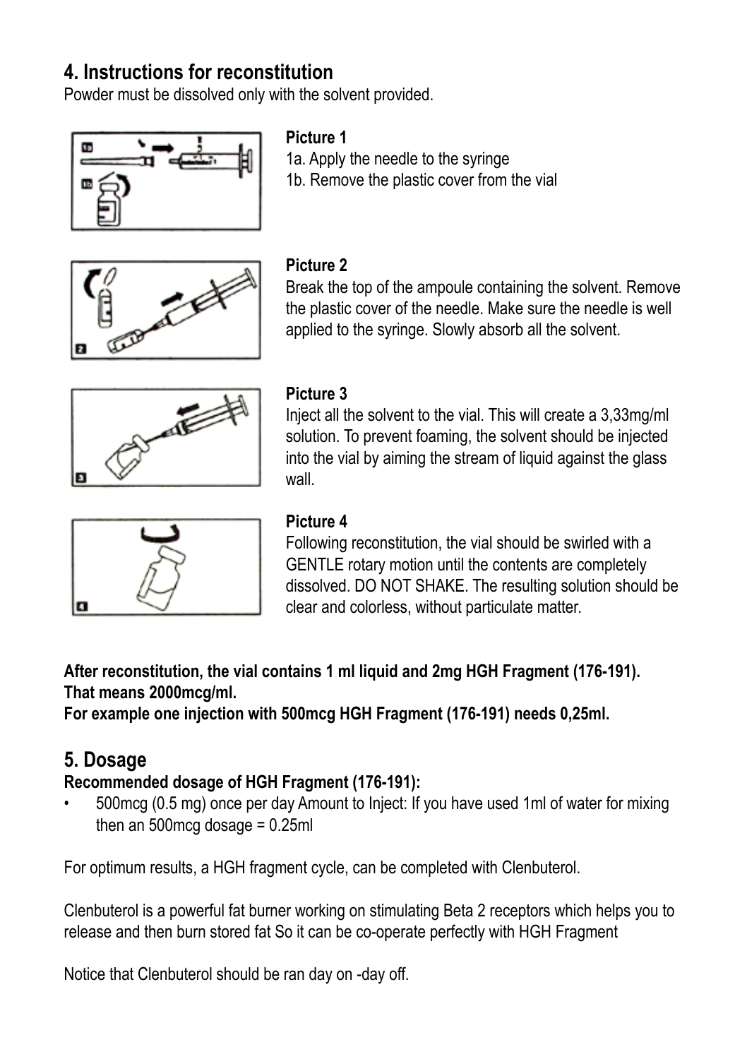## 4. Instructions for reconstitution

Powder must be dissolved only with the solvent provided.

**Picture 1**

1a. Apply the needle to the syringe

1b. Remove the plastic cover from the vial

**Picture 2**

Break the top of the ampoule containing the solvent. Remove the plastic cover of the needle. Make sure the needle is well applied to the syringe. Slowly absorb all the solvent.

**Picture 3**

Inject all the solvent to the vial. This will create a 3,33mg/ml solution. To prevent foaming, the solvent should be injected into the vial by aiming the stream of liquid against the glass wall.

**Picture 4**

Following reconstitution, the vial should be swirled with a GENTLE rotary motion until the contents are completely dissolved. DO NOT SHAKE. The resulting solution should be clear and colorless, without particulate matter.

**After reconstitution, the vial contains 1 ml liquid and 2mg HGH Fragment (176-191).**
**That means 2000mcg/ml.**
**For example one injection with 500mcg HGH Fragment (176-191) needs 0,25ml.**

## 5. Dosage

**Recommended dosage of HGH Fragment (176-191):**

- 500mcg (0.5 mg) once per day Amount to Inject: If you have used 1ml of water for mixing then an 500mcg dosage = 0.25ml

For optimum results, a HGH fragment cycle, can be completed with Clenbuterol.

Clenbuterol is a powerful fat burner working on stimulating Beta 2 receptors which helps you to release and then burn stored fat So it can be co-operate perfectly with HGH Fragment

Notice that Clenbuterol should be ran day on -day off.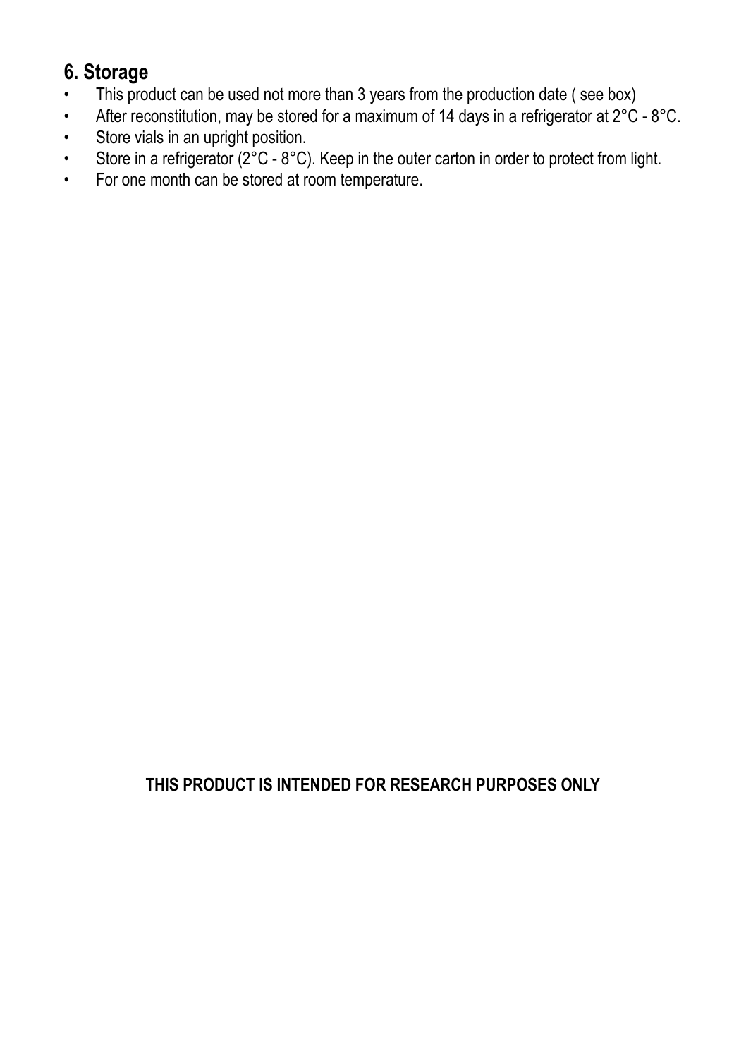## 6. Storage

- This product can be used not more than 3 years from the production date ( see box)
- After reconstitution, may be stored for a maximum of 14 days in a refrigerator at 2°C - 8°C.
- Store vials in an upright position.
- Store in a refrigerator (2°C - 8°C). Keep in the outer carton in order to protect from light.
- For one month can be stored at room temperature.

**THIS PRODUCT IS INTENDED FOR RESEARCH PURPOSES ONLY**